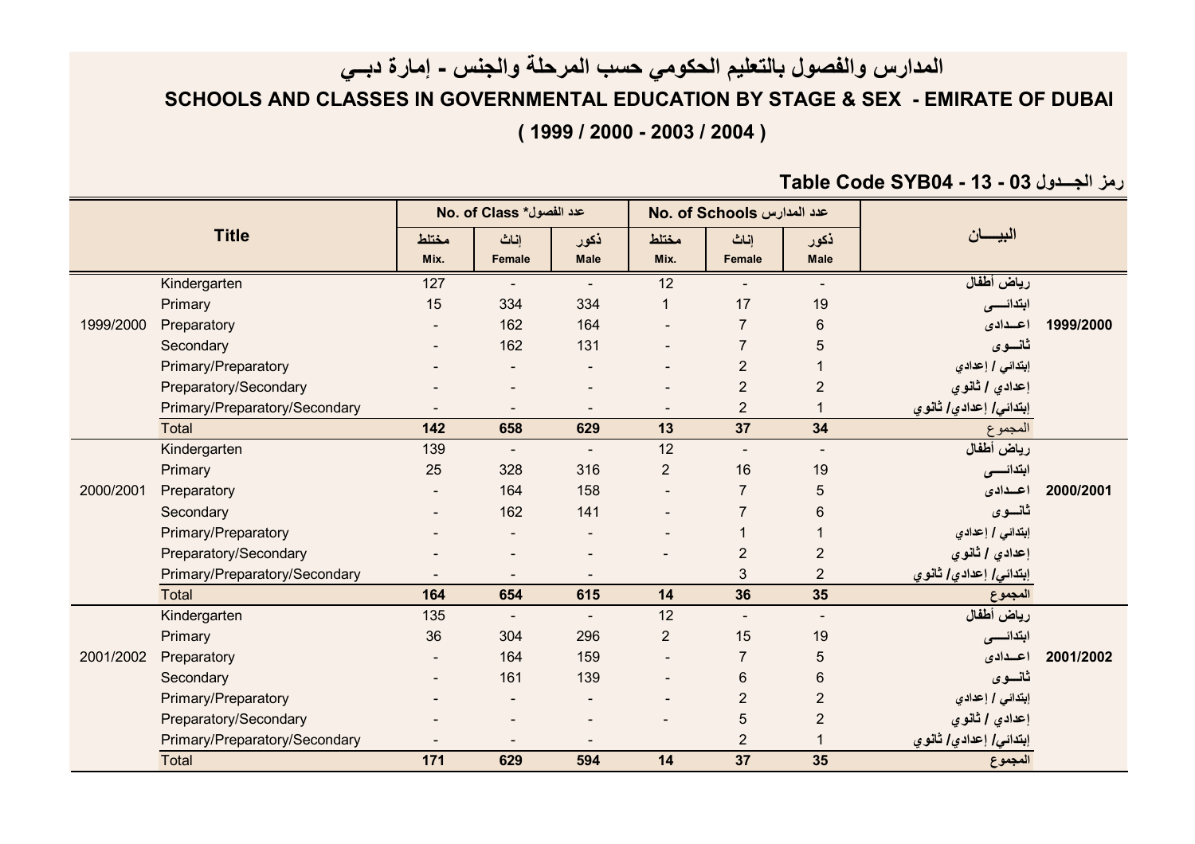# المدارس والفصول بالتعليم الحكومي حسب المرحلة والجنس - إمارة دبــي

# SCHOOLS AND CLASSES IN GOVERNMENTAL EDUCATION BY STAGE & SEX - EMIRATE OF DUBAI

## ( 1999 / 2000 - 2003 / 2004 )

**Table Code SYB04 - 13 - 03 رمز الجــدول**

| Title | | No. of Class* عدد الفصول | | | No. of Schools عدد المدارس | | | البيــــان | |
|---|---|---|---|---|---|---|---|---|---|
| | | مختلط Mix. | إناث Female | ذكور Male | مختلط Mix. | إناث Female | ذكور Male | | |
| 1999/2000 | Kindergarten | 127 | - | - | 12 | - | - | رياض أطفال | 1999/2000 |
| | Primary | 15 | 334 | 334 | 1 | 17 | 19 | ابتدائــــى | |
| | Preparatory | - | 162 | 164 | - | 7 | 6 | اعــدادى | |
| | Secondary | - | 162 | 131 | - | 7 | 5 | ثانـــوى | |
| | Primary/Preparatory | - | - | - | - | 2 | 1 | إبتدائي / إعدادي | |
| | Preparatory/Secondary | - | - | - | - | 2 | 2 | إعدادي / ثانوي | |
| | Primary/Preparatory/Secondary | - | - | - | - | 2 | 1 | إبتدائي/ إعدادي/ ثانوي | |
| | **Total** | **142** | **658** | **629** | **13** | **37** | **34** | المجموع | |
| 2000/2001 | Kindergarten | 139 | - | - | 12 | - | - | رياض أطفال | 2000/2001 |
| | Primary | 25 | 328 | 316 | 2 | 16 | 19 | ابتدائــــى | |
| | Preparatory | - | 164 | 158 | - | 7 | 5 | اعــدادى | |
| | Secondary | - | 162 | 141 | - | 7 | 6 | ثانـــوى | |
| | Primary/Preparatory | - | - | - | - | 1 | 1 | إبتدائي / إعدادي | |
| | Preparatory/Secondary | - | - | - | - | 2 | 2 | إعدادي / ثانوي | |
| | Primary/Preparatory/Secondary | - | - | - | | 3 | 2 | إبتدائي/ إعدادي/ ثانوي | |
| | **Total** | **164** | **654** | **615** | **14** | **36** | **35** | المجموع | |
| 2001/2002 | Kindergarten | 135 | - | - | 12 | - | - | رياض أطفال | 2001/2002 |
| | Primary | 36 | 304 | 296 | 2 | 15 | 19 | ابتدائــــى | |
| | Preparatory | - | 164 | 159 | - | 7 | 5 | اعــدادى | |
| | Secondary | - | 161 | 139 | - | 6 | 6 | ثانـــوى | |
| | Primary/Preparatory | - | - | - | - | 2 | 2 | إبتدائي / إعدادي | |
| | Preparatory/Secondary | - | - | - | - | 5 | 2 | إعدادي / ثانوي | |
| | Primary/Preparatory/Secondary | - | - | - | | 2 | 1 | إبتدائي/ إعدادي/ ثانوي | |
| | **Total** | **171** | **629** | **594** | **14** | **37** | **35** | المجموع | |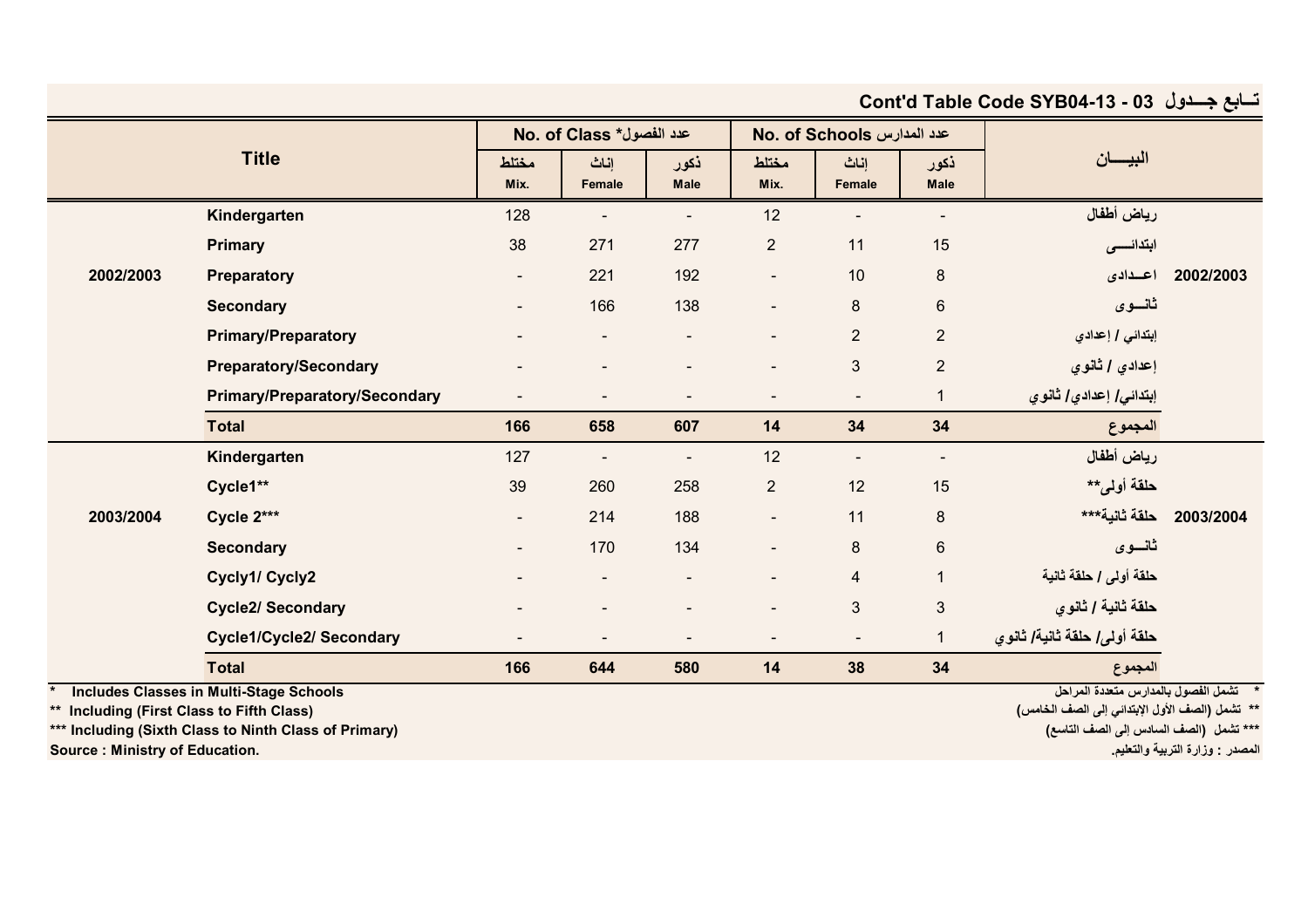## تـــابع جـــدول Cont'd Table Code SYB04-13 - 03

| | Title | No. of Class* عدد الفصول | | | No. of Schools عدد المدارس | | | البيـــــان | |
|---|---|---|---|---|---|---|---|---|---|
| | | مختلط Mix. | إناث Female | ذكور Male | مختلط Mix. | إناث Female | ذكور Male | | |
| 2002/2003 | Kindergarten | 128 | - | - | 12 | - | - | رياض أطفال | 2002/2003 |
| | Primary | 38 | 271 | 277 | 2 | 11 | 15 | ابتدائـــــى | |
| | Preparatory | - | 221 | 192 | - | 10 | 8 | اعـــدادى | |
| | Secondary | - | 166 | 138 | - | 8 | 6 | ثانـــوى | |
| | Primary/Preparatory | - | - | - | - | 2 | 2 | إبتدائي / إعدادي | |
| | Preparatory/Secondary | - | - | - | - | 3 | 2 | إعدادي / ثانوي | |
| | Primary/Preparatory/Secondary | - | - | - | - | - | 1 | إبتدائي/ إعدادي/ ثانوي | |
| | **Total** | **166** | **658** | **607** | **14** | **34** | **34** | **المجموع** | |
| 2003/2004 | Kindergarten | 127 | - | - | 12 | - | - | رياض أطفال | 2003/2004 |
| | Cycle1** | 39 | 260 | 258 | 2 | 12 | 15 | حلقة أولى** | |
| | Cycle 2*** | - | 214 | 188 | - | 11 | 8 | حلقة ثانية*** | |
| | Secondary | - | 170 | 134 | - | 8 | 6 | ثانـــوى | |
| | Cycly1/ Cycly2 | - | - | - | - | 4 | 1 | حلقة أولى / حلقة ثانية | |
| | Cycle2/ Secondary | - | - | - | - | 3 | 3 | حلقة ثانية / ثانوي | |
| | Cycle1/Cycle2/ Secondary | - | - | - | - | - | 1 | حلقة أولى/ حلقة ثانية/ ثانوي | |
| | **Total** | **166** | **644** | **580** | **14** | **38** | **34** | **المجموع** | |

* Includes Classes in Multi-Stage Schools — * تشمل الفصول بالمدارس متعددة المراحل

** Including (First Class to Fifth Class) — ** تشمل (الصف الأول الإبتدائي إلى الصف الخامس)

*** Including (Sixth Class to Ninth Class of Primary) — *** تشمل (الصف السادس إلى الصف التاسع)

Source : Ministry of Education. — المصدر : وزارة التربية والتعليم.